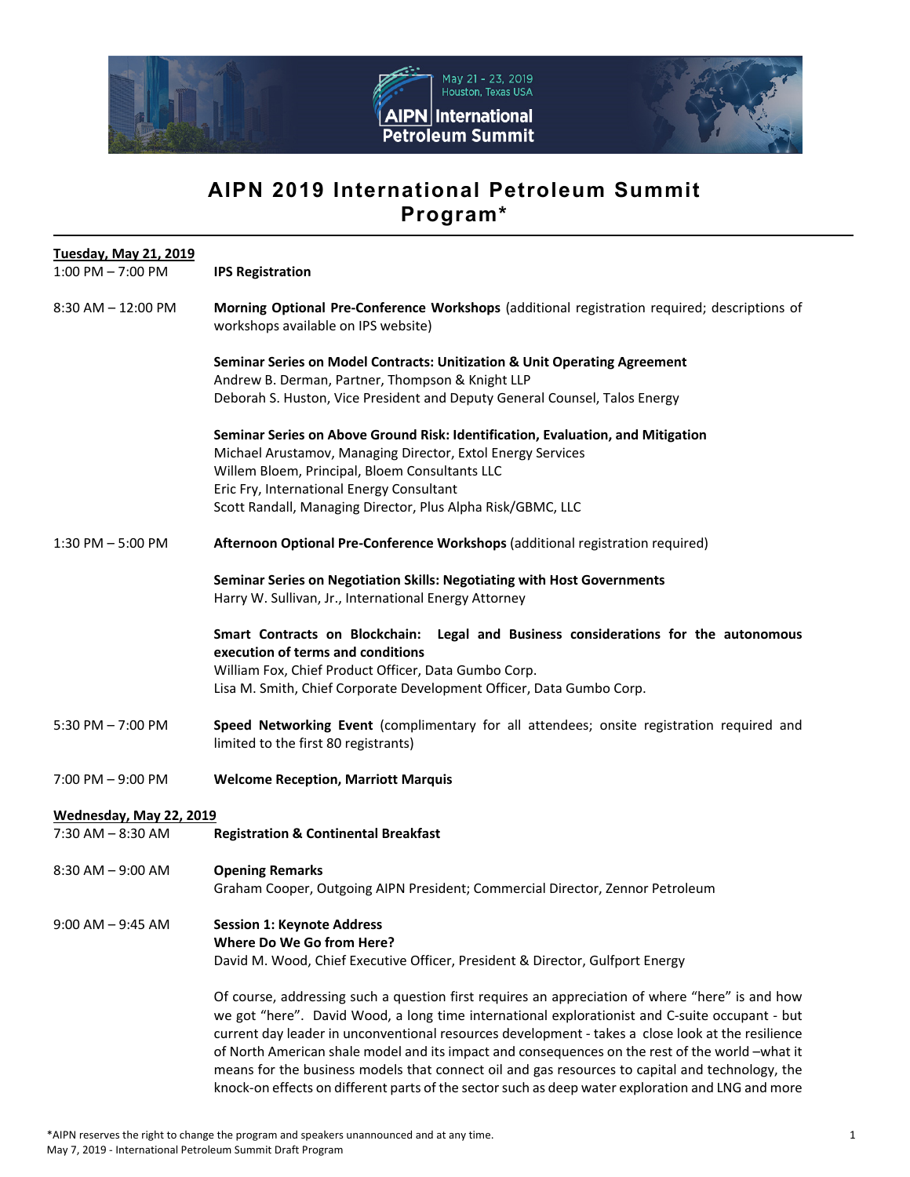# AIPN 2019 International Petroleum Summit Program*

**Tuesday, May 21, 2019**

1:00 PM – 7:00 PM **IPS Registration**

8:30 AM – 12:00 PM **Morning Optional Pre-Conference Workshops** (additional registration required; descriptions of workshops available on IPS website)

**Seminar Series on Model Contracts: Unitization & Unit Operating Agreement**
Andrew B. Derman, Partner, Thompson & Knight LLP
Deborah S. Huston, Vice President and Deputy General Counsel, Talos Energy

**Seminar Series on Above Ground Risk: Identification, Evaluation, and Mitigation**
Michael Arustamov, Managing Director, Extol Energy Services
Willem Bloem, Principal, Bloem Consultants LLC
Eric Fry, International Energy Consultant
Scott Randall, Managing Director, Plus Alpha Risk/GBMC, LLC

1:30 PM – 5:00 PM **Afternoon Optional Pre-Conference Workshops** (additional registration required)

**Seminar Series on Negotiation Skills: Negotiating with Host Governments**
Harry W. Sullivan, Jr., International Energy Attorney

**Smart Contracts on Blockchain: Legal and Business considerations for the autonomous execution of terms and conditions**
William Fox, Chief Product Officer, Data Gumbo Corp.
Lisa M. Smith, Chief Corporate Development Officer, Data Gumbo Corp.

5:30 PM – 7:00 PM **Speed Networking Event** (complimentary for all attendees; onsite registration required and limited to the first 80 registrants)

7:00 PM – 9:00 PM **Welcome Reception, Marriott Marquis**

**Wednesday, May 22, 2019**

7:30 AM – 8:30 AM **Registration & Continental Breakfast**

8:30 AM – 9:00 AM **Opening Remarks**
Graham Cooper, Outgoing AIPN President; Commercial Director, Zennor Petroleum

9:00 AM – 9:45 AM **Session 1: Keynote Address**
**Where Do We Go from Here?**
David M. Wood, Chief Executive Officer, President & Director, Gulfport Energy

Of course, addressing such a question first requires an appreciation of where "here" is and how we got "here". David Wood, a long time international explorationist and C-suite occupant - but current day leader in unconventional resources development - takes a close look at the resilience of North American shale model and its impact and consequences on the rest of the world –what it means for the business models that connect oil and gas resources to capital and technology, the knock-on effects on different parts of the sector such as deep water exploration and LNG and more

*AIPN reserves the right to change the program and speakers unannounced and at any time.
May 7, 2019 - International Petroleum Summit Draft Program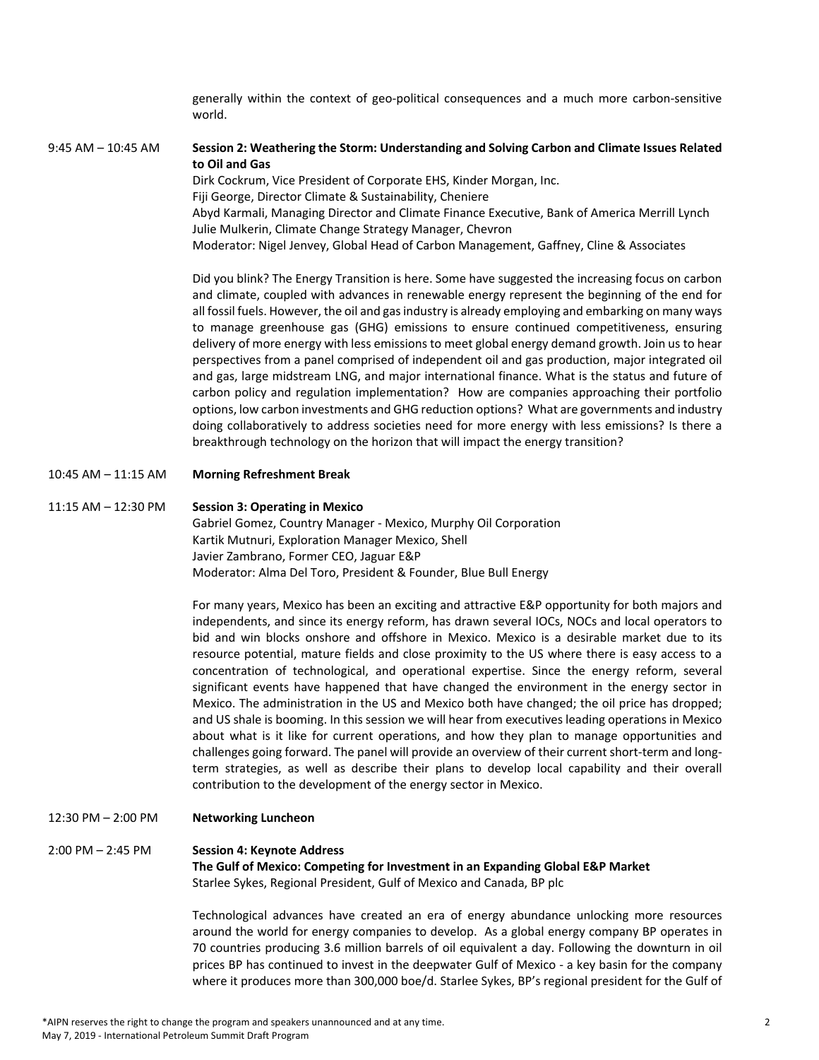generally within the context of geo-political consequences and a much more carbon-sensitive world.

9:45 AM – 10:45 AM **Session 2: Weathering the Storm: Understanding and Solving Carbon and Climate Issues Related to Oil and Gas**

Dirk Cockrum, Vice President of Corporate EHS, Kinder Morgan, Inc.
Fiji George, Director Climate & Sustainability, Cheniere
Abyd Karmali, Managing Director and Climate Finance Executive, Bank of America Merrill Lynch
Julie Mulkerin, Climate Change Strategy Manager, Chevron
Moderator: Nigel Jenvey, Global Head of Carbon Management, Gaffney, Cline & Associates

Did you blink? The Energy Transition is here. Some have suggested the increasing focus on carbon and climate, coupled with advances in renewable energy represent the beginning of the end for all fossil fuels. However, the oil and gas industry is already employing and embarking on many ways to manage greenhouse gas (GHG) emissions to ensure continued competitiveness, ensuring delivery of more energy with less emissions to meet global energy demand growth. Join us to hear perspectives from a panel comprised of independent oil and gas production, major integrated oil and gas, large midstream LNG, and major international finance. What is the status and future of carbon policy and regulation implementation? How are companies approaching their portfolio options, low carbon investments and GHG reduction options? What are governments and industry doing collaboratively to address societies need for more energy with less emissions? Is there a breakthrough technology on the horizon that will impact the energy transition?

10:45 AM – 11:15 AM **Morning Refreshment Break**

11:15 AM – 12:30 PM **Session 3: Operating in Mexico**

Gabriel Gomez, Country Manager - Mexico, Murphy Oil Corporation
Kartik Mutnuri, Exploration Manager Mexico, Shell
Javier Zambrano, Former CEO, Jaguar E&P
Moderator: Alma Del Toro, President & Founder, Blue Bull Energy

For many years, Mexico has been an exciting and attractive E&P opportunity for both majors and independents, and since its energy reform, has drawn several IOCs, NOCs and local operators to bid and win blocks onshore and offshore in Mexico. Mexico is a desirable market due to its resource potential, mature fields and close proximity to the US where there is easy access to a concentration of technological, and operational expertise. Since the energy reform, several significant events have happened that have changed the environment in the energy sector in Mexico. The administration in the US and Mexico both have changed; the oil price has dropped; and US shale is booming. In this session we will hear from executives leading operations in Mexico about what is it like for current operations, and how they plan to manage opportunities and challenges going forward. The panel will provide an overview of their current short-term and long-term strategies, as well as describe their plans to develop local capability and their overall contribution to the development of the energy sector in Mexico.

12:30 PM – 2:00 PM **Networking Luncheon**

2:00 PM – 2:45 PM **Session 4: Keynote Address**
**The Gulf of Mexico: Competing for Investment in an Expanding Global E&P Market**

Starlee Sykes, Regional President, Gulf of Mexico and Canada, BP plc

Technological advances have created an era of energy abundance unlocking more resources around the world for energy companies to develop. As a global energy company BP operates in 70 countries producing 3.6 million barrels of oil equivalent a day. Following the downturn in oil prices BP has continued to invest in the deepwater Gulf of Mexico - a key basin for the company where it produces more than 300,000 boe/d. Starlee Sykes, BP's regional president for the Gulf of

*AIPN reserves the right to change the program and speakers unannounced and at any time.
May 7, 2019 - International Petroleum Summit Draft Program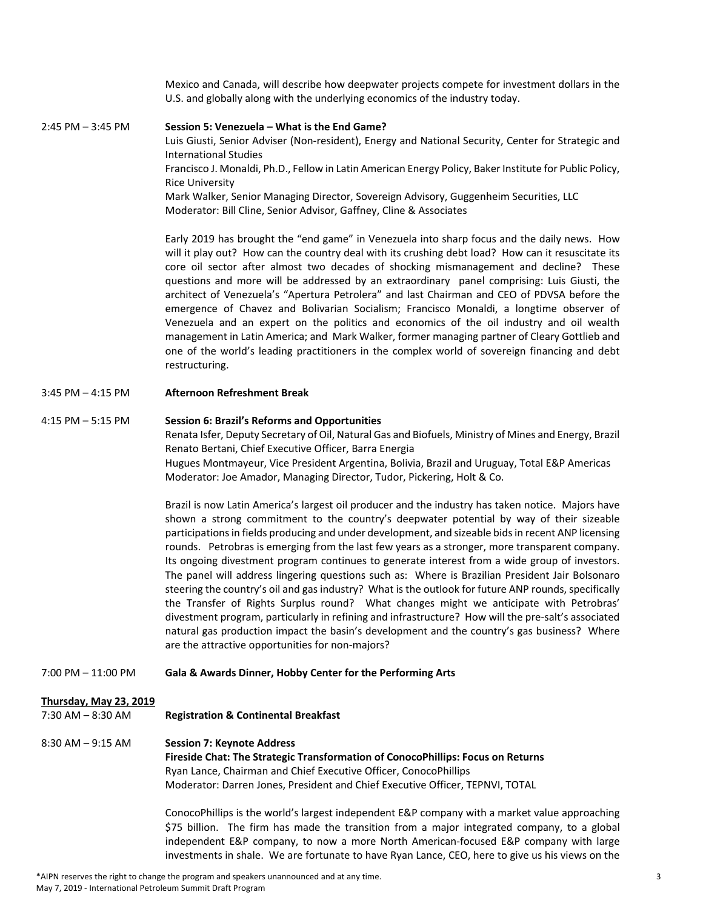Mexico and Canada, will describe how deepwater projects compete for investment dollars in the U.S. and globally along with the underlying economics of the industry today.

2:45 PM – 3:45 PM **Session 5: Venezuela – What is the End Game?**

Luis Giusti, Senior Adviser (Non-resident), Energy and National Security, Center for Strategic and International Studies
Francisco J. Monaldi, Ph.D., Fellow in Latin American Energy Policy, Baker Institute for Public Policy, Rice University
Mark Walker, Senior Managing Director, Sovereign Advisory, Guggenheim Securities, LLC
Moderator: Bill Cline, Senior Advisor, Gaffney, Cline & Associates

Early 2019 has brought the "end game" in Venezuela into sharp focus and the daily news. How will it play out? How can the country deal with its crushing debt load? How can it resuscitate its core oil sector after almost two decades of shocking mismanagement and decline? These questions and more will be addressed by an extraordinary panel comprising: Luis Giusti, the architect of Venezuela's "Apertura Petrolera" and last Chairman and CEO of PDVSA before the emergence of Chavez and Bolivarian Socialism; Francisco Monaldi, a longtime observer of Venezuela and an expert on the politics and economics of the oil industry and oil wealth management in Latin America; and Mark Walker, former managing partner of Cleary Gottlieb and one of the world's leading practitioners in the complex world of sovereign financing and debt restructuring.

3:45 PM – 4:15 PM **Afternoon Refreshment Break**

4:15 PM – 5:15 PM **Session 6: Brazil's Reforms and Opportunities**

Renata Isfer, Deputy Secretary of Oil, Natural Gas and Biofuels, Ministry of Mines and Energy, Brazil
Renato Bertani, Chief Executive Officer, Barra Energia
Hugues Montmayeur, Vice President Argentina, Bolivia, Brazil and Uruguay, Total E&P Americas
Moderator: Joe Amador, Managing Director, Tudor, Pickering, Holt & Co.

Brazil is now Latin America's largest oil producer and the industry has taken notice. Majors have shown a strong commitment to the country's deepwater potential by way of their sizeable participations in fields producing and under development, and sizeable bids in recent ANP licensing rounds. Petrobras is emerging from the last few years as a stronger, more transparent company. Its ongoing divestment program continues to generate interest from a wide group of investors. The panel will address lingering questions such as: Where is Brazilian President Jair Bolsonaro steering the country's oil and gas industry? What is the outlook for future ANP rounds, specifically the Transfer of Rights Surplus round? What changes might we anticipate with Petrobras' divestment program, particularly in refining and infrastructure? How will the pre-salt's associated natural gas production impact the basin's development and the country's gas business? Where are the attractive opportunities for non-majors?

7:00 PM – 11:00 PM **Gala & Awards Dinner, Hobby Center for the Performing Arts**

**Thursday, May 23, 2019**

7:30 AM – 8:30 AM **Registration & Continental Breakfast**

8:30 AM – 9:15 AM **Session 7: Keynote Address**
**Fireside Chat: The Strategic Transformation of ConocoPhillips: Focus on Returns**

Ryan Lance, Chairman and Chief Executive Officer, ConocoPhillips
Moderator: Darren Jones, President and Chief Executive Officer, TEPNVI, TOTAL

ConocoPhillips is the world's largest independent E&P company with a market value approaching $75 billion. The firm has made the transition from a major integrated company, to a global independent E&P company, to now a more North American-focused E&P company with large investments in shale. We are fortunate to have Ryan Lance, CEO, here to give us his views on the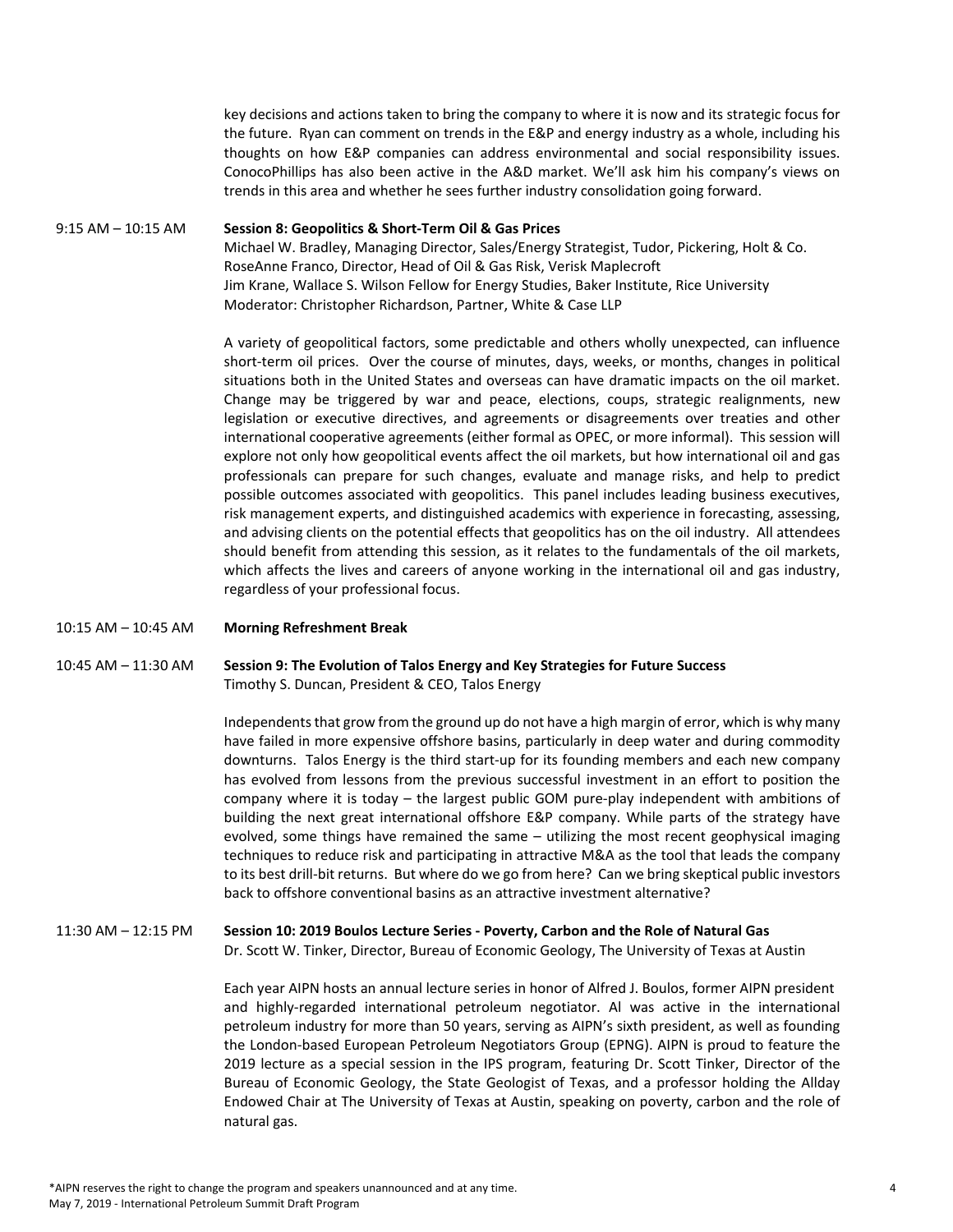key decisions and actions taken to bring the company to where it is now and its strategic focus for the future. Ryan can comment on trends in the E&P and energy industry as a whole, including his thoughts on how E&P companies can address environmental and social responsibility issues. ConocoPhillips has also been active in the A&D market. We'll ask him his company's views on trends in this area and whether he sees further industry consolidation going forward.

9:15 AM – 10:15 AM **Session 8: Geopolitics & Short-Term Oil & Gas Prices**

Michael W. Bradley, Managing Director, Sales/Energy Strategist, Tudor, Pickering, Holt & Co.
RoseAnne Franco, Director, Head of Oil & Gas Risk, Verisk Maplecroft
Jim Krane, Wallace S. Wilson Fellow for Energy Studies, Baker Institute, Rice University
Moderator: Christopher Richardson, Partner, White & Case LLP

A variety of geopolitical factors, some predictable and others wholly unexpected, can influence short-term oil prices. Over the course of minutes, days, weeks, or months, changes in political situations both in the United States and overseas can have dramatic impacts on the oil market. Change may be triggered by war and peace, elections, coups, strategic realignments, new legislation or executive directives, and agreements or disagreements over treaties and other international cooperative agreements (either formal as OPEC, or more informal). This session will explore not only how geopolitical events affect the oil markets, but how international oil and gas professionals can prepare for such changes, evaluate and manage risks, and help to predict possible outcomes associated with geopolitics. This panel includes leading business executives, risk management experts, and distinguished academics with experience in forecasting, assessing, and advising clients on the potential effects that geopolitics has on the oil industry. All attendees should benefit from attending this session, as it relates to the fundamentals of the oil markets, which affects the lives and careers of anyone working in the international oil and gas industry, regardless of your professional focus.

10:15 AM – 10:45 AM **Morning Refreshment Break**

10:45 AM – 11:30 AM **Session 9: The Evolution of Talos Energy and Key Strategies for Future Success**

Timothy S. Duncan, President & CEO, Talos Energy

Independents that grow from the ground up do not have a high margin of error, which is why many have failed in more expensive offshore basins, particularly in deep water and during commodity downturns. Talos Energy is the third start-up for its founding members and each new company has evolved from lessons from the previous successful investment in an effort to position the company where it is today – the largest public GOM pure-play independent with ambitions of building the next great international offshore E&P company. While parts of the strategy have evolved, some things have remained the same – utilizing the most recent geophysical imaging techniques to reduce risk and participating in attractive M&A as the tool that leads the company to its best drill-bit returns. But where do we go from here? Can we bring skeptical public investors back to offshore conventional basins as an attractive investment alternative?

11:30 AM – 12:15 PM **Session 10: 2019 Boulos Lecture Series - Poverty, Carbon and the Role of Natural Gas**

Dr. Scott W. Tinker, Director, Bureau of Economic Geology, The University of Texas at Austin

Each year AIPN hosts an annual lecture series in honor of Alfred J. Boulos, former AIPN president and highly-regarded international petroleum negotiator. Al was active in the international petroleum industry for more than 50 years, serving as AIPN's sixth president, as well as founding the London-based European Petroleum Negotiators Group (EPNG). AIPN is proud to feature the 2019 lecture as a special session in the IPS program, featuring Dr. Scott Tinker, Director of the Bureau of Economic Geology, the State Geologist of Texas, and a professor holding the Allday Endowed Chair at The University of Texas at Austin, speaking on poverty, carbon and the role of natural gas.

*AIPN reserves the right to change the program and speakers unannounced and at any time.
May 7, 2019 - International Petroleum Summit Draft Program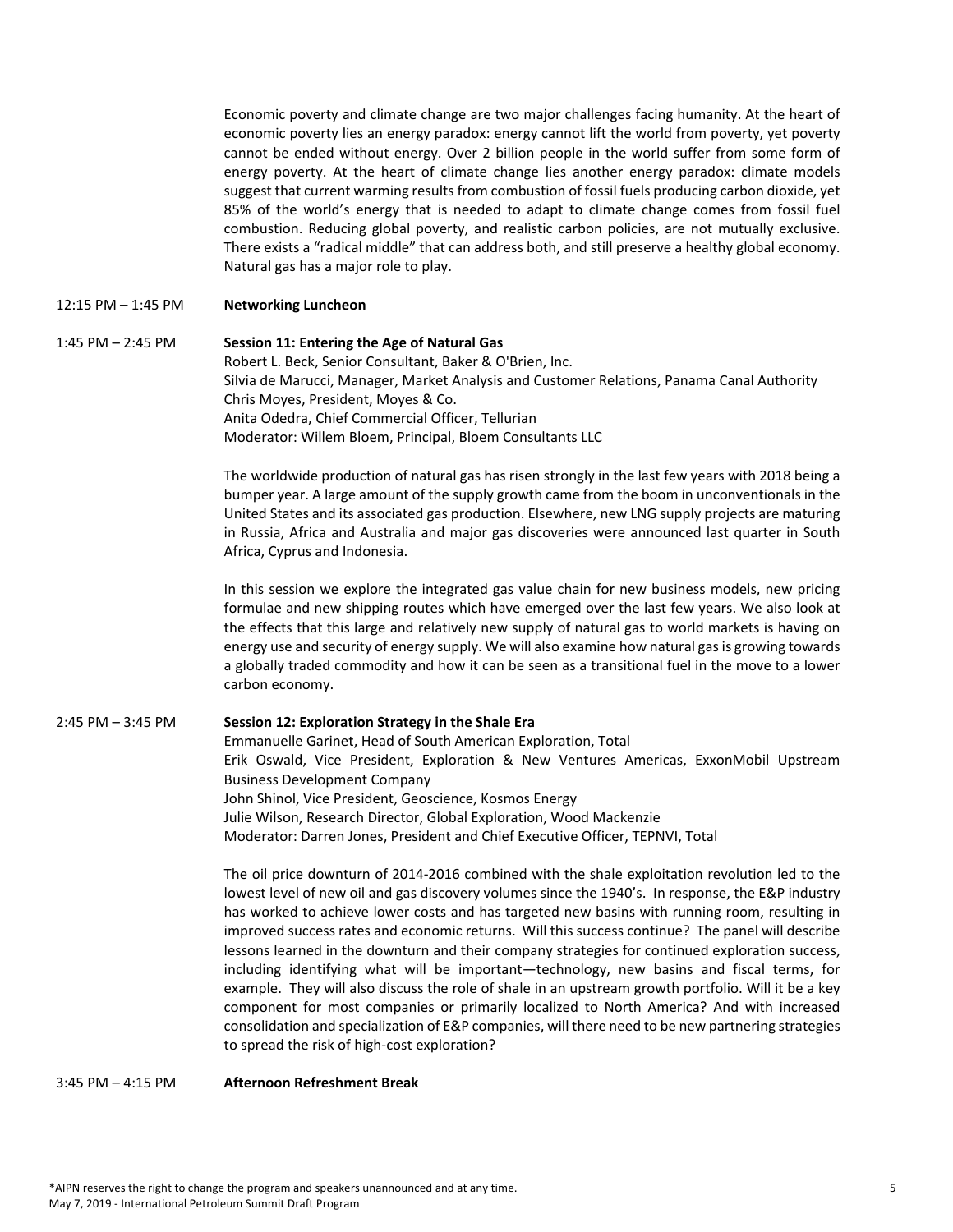Economic poverty and climate change are two major challenges facing humanity. At the heart of economic poverty lies an energy paradox: energy cannot lift the world from poverty, yet poverty cannot be ended without energy. Over 2 billion people in the world suffer from some form of energy poverty. At the heart of climate change lies another energy paradox: climate models suggest that current warming results from combustion of fossil fuels producing carbon dioxide, yet 85% of the world's energy that is needed to adapt to climate change comes from fossil fuel combustion. Reducing global poverty, and realistic carbon policies, are not mutually exclusive. There exists a "radical middle" that can address both, and still preserve a healthy global economy. Natural gas has a major role to play.

12:15 PM – 1:45 PM **Networking Luncheon**

1:45 PM – 2:45 PM **Session 11: Entering the Age of Natural Gas**

Robert L. Beck, Senior Consultant, Baker & O'Brien, Inc.
Silvia de Marucci, Manager, Market Analysis and Customer Relations, Panama Canal Authority
Chris Moyes, President, Moyes & Co.
Anita Odedra, Chief Commercial Officer, Tellurian
Moderator: Willem Bloem, Principal, Bloem Consultants LLC

The worldwide production of natural gas has risen strongly in the last few years with 2018 being a bumper year. A large amount of the supply growth came from the boom in unconventionals in the United States and its associated gas production. Elsewhere, new LNG supply projects are maturing in Russia, Africa and Australia and major gas discoveries were announced last quarter in South Africa, Cyprus and Indonesia.

In this session we explore the integrated gas value chain for new business models, new pricing formulae and new shipping routes which have emerged over the last few years. We also look at the effects that this large and relatively new supply of natural gas to world markets is having on energy use and security of energy supply. We will also examine how natural gas is growing towards a globally traded commodity and how it can be seen as a transitional fuel in the move to a lower carbon economy.

2:45 PM – 3:45 PM **Session 12: Exploration Strategy in the Shale Era**

Emmanuelle Garinet, Head of South American Exploration, Total
Erik Oswald, Vice President, Exploration & New Ventures Americas, ExxonMobil Upstream Business Development Company
John Shinol, Vice President, Geoscience, Kosmos Energy
Julie Wilson, Research Director, Global Exploration, Wood Mackenzie
Moderator: Darren Jones, President and Chief Executive Officer, TEPNVI, Total

The oil price downturn of 2014-2016 combined with the shale exploitation revolution led to the lowest level of new oil and gas discovery volumes since the 1940's. In response, the E&P industry has worked to achieve lower costs and has targeted new basins with running room, resulting in improved success rates and economic returns. Will this success continue? The panel will describe lessons learned in the downturn and their company strategies for continued exploration success, including identifying what will be important—technology, new basins and fiscal terms, for example. They will also discuss the role of shale in an upstream growth portfolio. Will it be a key component for most companies or primarily localized to North America? And with increased consolidation and specialization of E&P companies, will there need to be new partnering strategies to spread the risk of high-cost exploration?

3:45 PM – 4:15 PM **Afternoon Refreshment Break**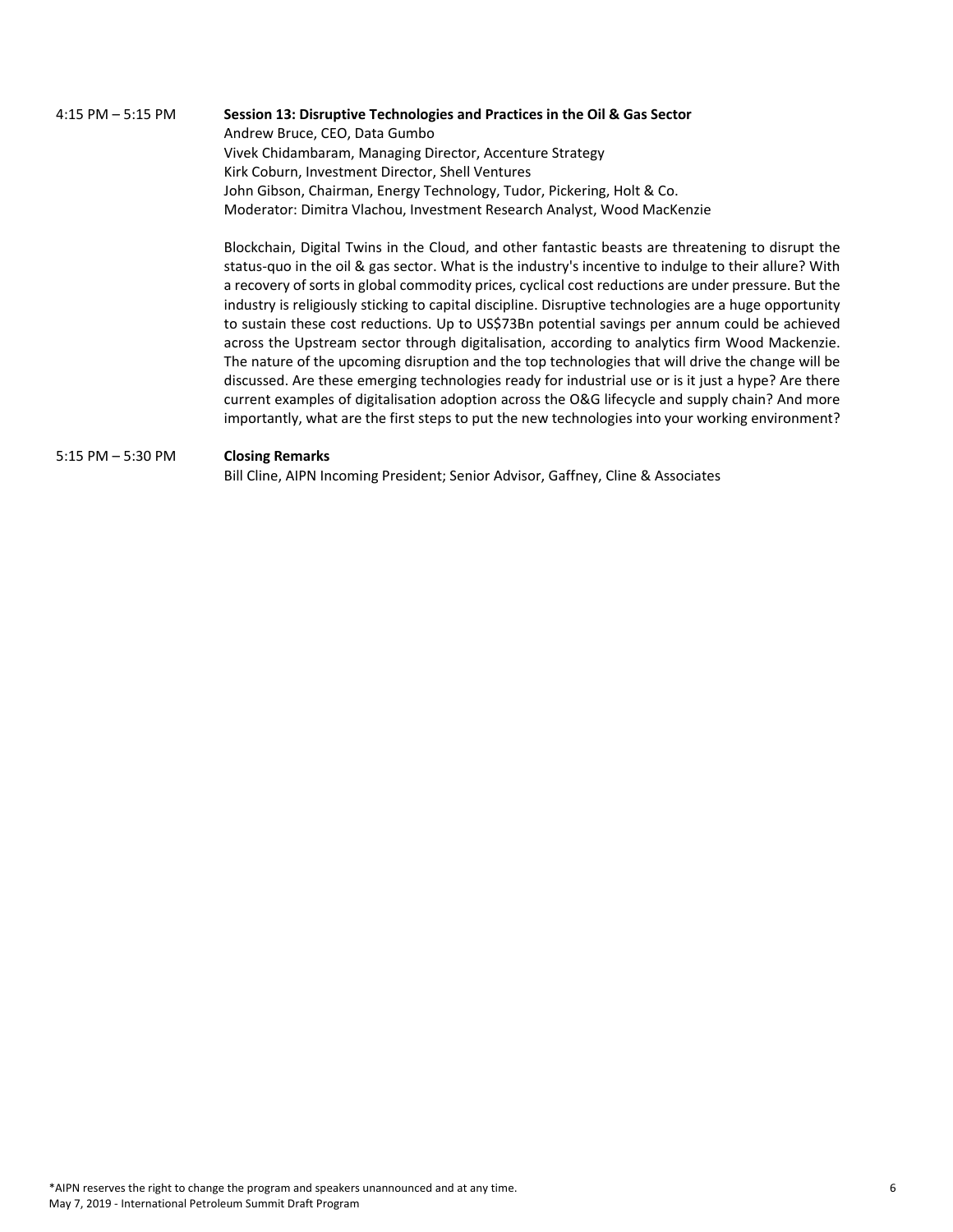4:15 PM – 5:15 PM **Session 13: Disruptive Technologies and Practices in the Oil & Gas Sector**

Andrew Bruce, CEO, Data Gumbo
Vivek Chidambaram, Managing Director, Accenture Strategy
Kirk Coburn, Investment Director, Shell Ventures
John Gibson, Chairman, Energy Technology, Tudor, Pickering, Holt & Co.
Moderator: Dimitra Vlachou, Investment Research Analyst, Wood MacKenzie

Blockchain, Digital Twins in the Cloud, and other fantastic beasts are threatening to disrupt the status-quo in the oil & gas sector. What is the industry's incentive to indulge to their allure? With a recovery of sorts in global commodity prices, cyclical cost reductions are under pressure. But the industry is religiously sticking to capital discipline. Disruptive technologies are a huge opportunity to sustain these cost reductions. Up to US$73Bn potential savings per annum could be achieved across the Upstream sector through digitalisation, according to analytics firm Wood Mackenzie. The nature of the upcoming disruption and the top technologies that will drive the change will be discussed. Are these emerging technologies ready for industrial use or is it just a hype? Are there current examples of digitalisation adoption across the O&G lifecycle and supply chain? And more importantly, what are the first steps to put the new technologies into your working environment?

5:15 PM – 5:30 PM **Closing Remarks**

Bill Cline, AIPN Incoming President; Senior Advisor, Gaffney, Cline & Associates

*AIPN reserves the right to change the program and speakers unannounced and at any time.